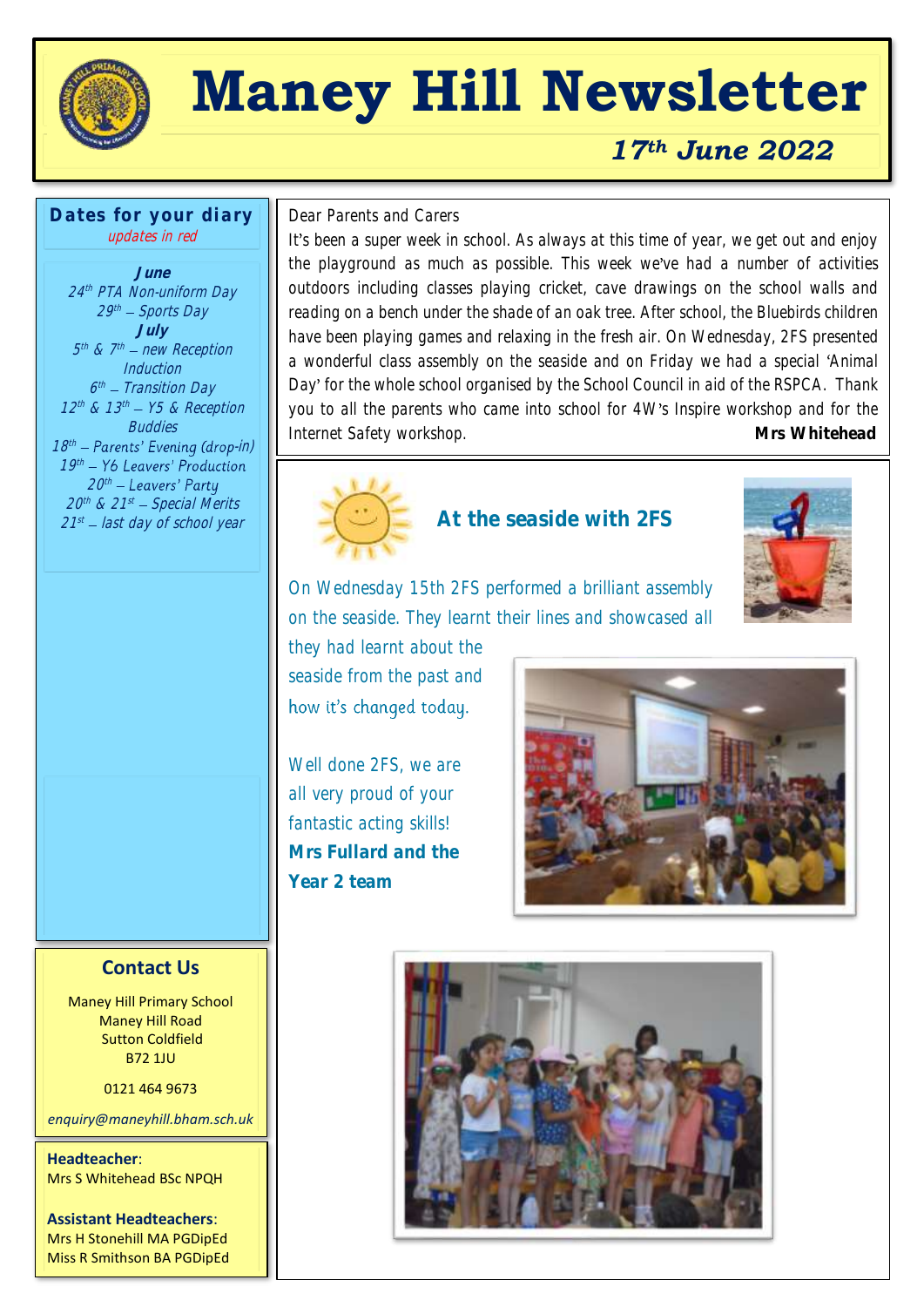# Maney Hill Newsletter

*17th June 2022*

## Dates for your diary

*updates in red*

**June**

*24th PTA Non-uniform Day*
*29th – Sports Day*

**July**

*5th & 7th – new Reception Induction*
*6th – Transition Day*
*12th & 13th – Y5 & Reception Buddies*
*18th – Parents' Evening (drop-in)*
*19th – Y6 Leavers' Production*
*20th – Leavers' Party*
*20th & 21st – Special Merits*
*21st – last day of school year*

Dear Parents and Carers

It's been a super week in school. As always at this time of year, we get out and enjoy the playground as much as possible. This week we've had a number of activities outdoors including classes playing cricket, cave drawings on the school walls and reading on a bench under the shade of an oak tree. After school, the Bluebirds children have been playing games and relaxing in the fresh air. On Wednesday, 2FS presented a wonderful class assembly on the seaside and on Friday we had a special 'Animal Day' for the whole school organised by the School Council in aid of the RSPCA. Thank you to all the parents who came into school for 4W's Inspire workshop and for the Internet Safety workshop.

**Mrs Whitehead**

## At the seaside with 2FS

On Wednesday 15th 2FS performed a brilliant assembly on the seaside. They learnt their lines and showcased all they had learnt about the seaside from the past and how it's changed today.

Well done 2FS, we are all very proud of your fantastic acting skills!

**Mrs Fullard and the Year 2 team**

## Contact Us

Maney Hill Primary School
Maney Hill Road
Sutton Coldfield
B72 1JU

0121 464 9673

*enquiry@maneyhill.bham.sch.uk*

**Headteacher**:
Mrs S Whitehead BSc NPQH

**Assistant Headteachers**:
Mrs H Stonehill MA PGDipEd
Miss R Smithson BA PGDipEd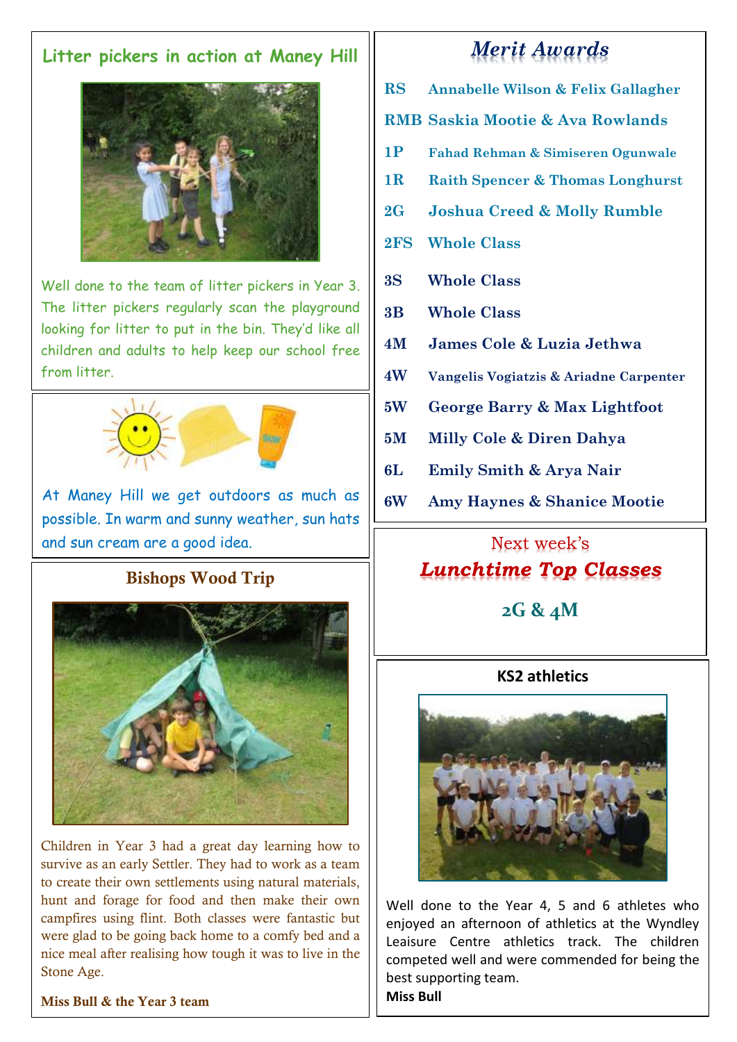## Litter pickers in action at Maney Hill

Well done to the team of litter pickers in Year 3. The litter pickers regularly scan the playground looking for litter to put in the bin. They'd like all children and adults to help keep our school free from litter.

At Maney Hill we get outdoors as much as possible. In warm and sunny weather, sun hats and sun cream are a good idea.

## Bishops Wood Trip

Children in Year 3 had a great day learning how to survive as an early Settler. They had to work as a team to create their own settlements using natural materials, hunt and forage for food and then make their own campfires using flint. Both classes were fantastic but were glad to be going back home to a comfy bed and a nice meal after realising how tough it was to live in the Stone Age.

**Miss Bull & the Year 3 team**

## *Merit Awards*

| | |
|---|---|
| RS | Annabelle Wilson & Felix Gallagher |
| RMB | Saskia Mootie & Ava Rowlands |
| 1P | Fahad Rehman & Simiseren Ogunwale |
| 1R | Raith Spencer & Thomas Longhurst |
| 2G | Joshua Creed & Molly Rumble |
| 2FS | Whole Class |
| 3S | Whole Class |
| 3B | Whole Class |
| 4M | James Cole & Luzia Jethwa |
| 4W | Vangelis Vogiatzis & Ariadne Carpenter |
| 5W | George Barry & Max Lightfoot |
| 5M | Milly Cole & Diren Dahya |
| 6L | Emily Smith & Arya Nair |
| 6W | Amy Haynes & Shanice Mootie |

## Next week's *Lunchtime Top Classes*

**2G & 4M**

## KS2 athletics

Well done to the Year 4, 5 and 6 athletes who enjoyed an afternoon of athletics at the Wyndley Leaisure Centre athletics track. The children competed well and were commended for being the best supporting team.

**Miss Bull**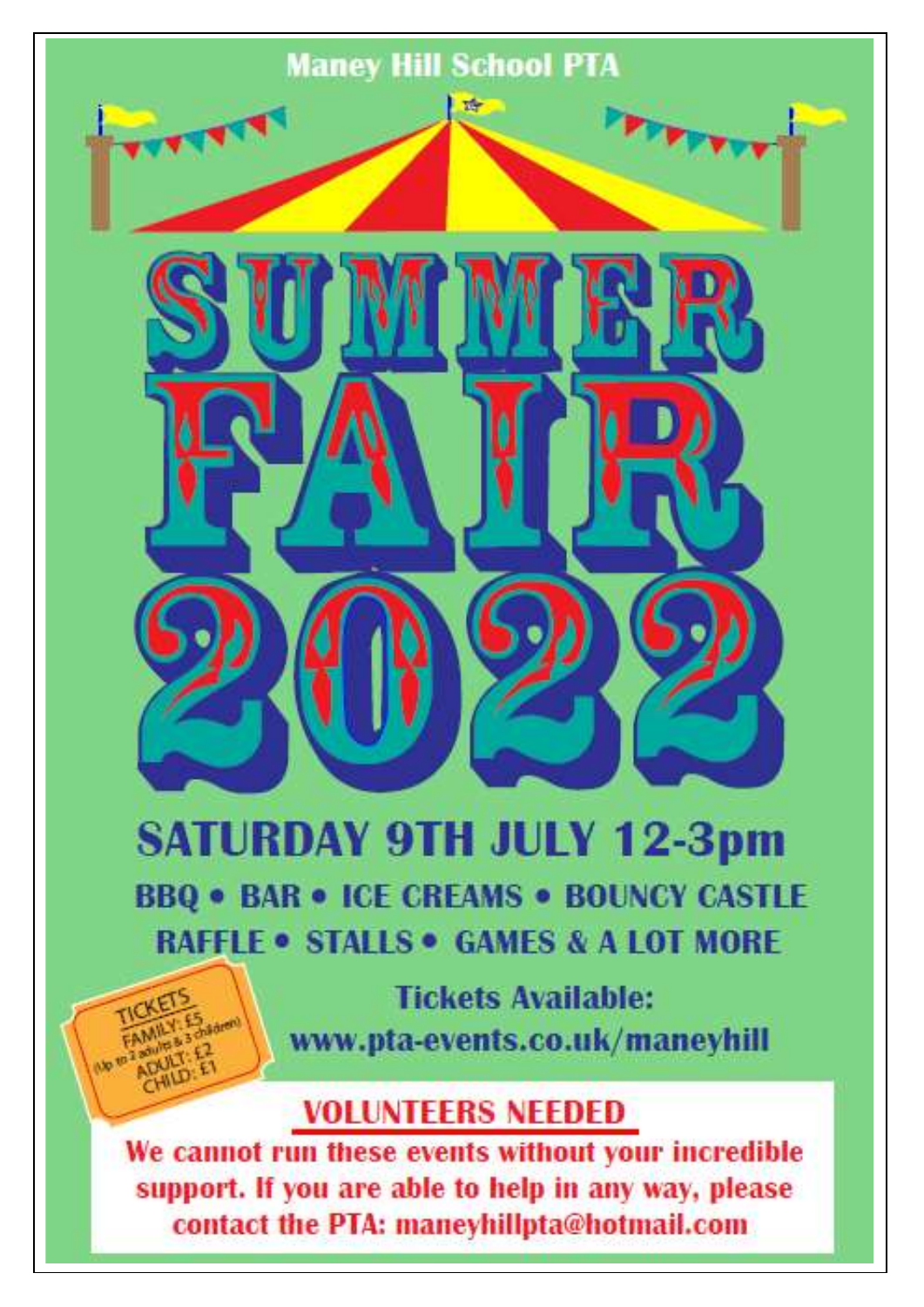Maney Hill School PTA

# SUMMER FAIR 2022

## SATURDAY 9TH JULY 12-3pm

**BBQ • BAR • ICE CREAMS • BOUNCY CASTLE**
**RAFFLE • STALLS • GAMES & A LOT MORE**

TICKETS
FAMILY: £5
(Up to 2 adults & 3 children)
ADULT: £2
CHILD: £1

**Tickets Available:**
**www.pta-events.co.uk/maneyhill**

## VOLUNTEERS NEEDED

**We cannot run these events without your incredible support. If you are able to help in any way, please contact the PTA: maneyhillpta@hotmail.com**